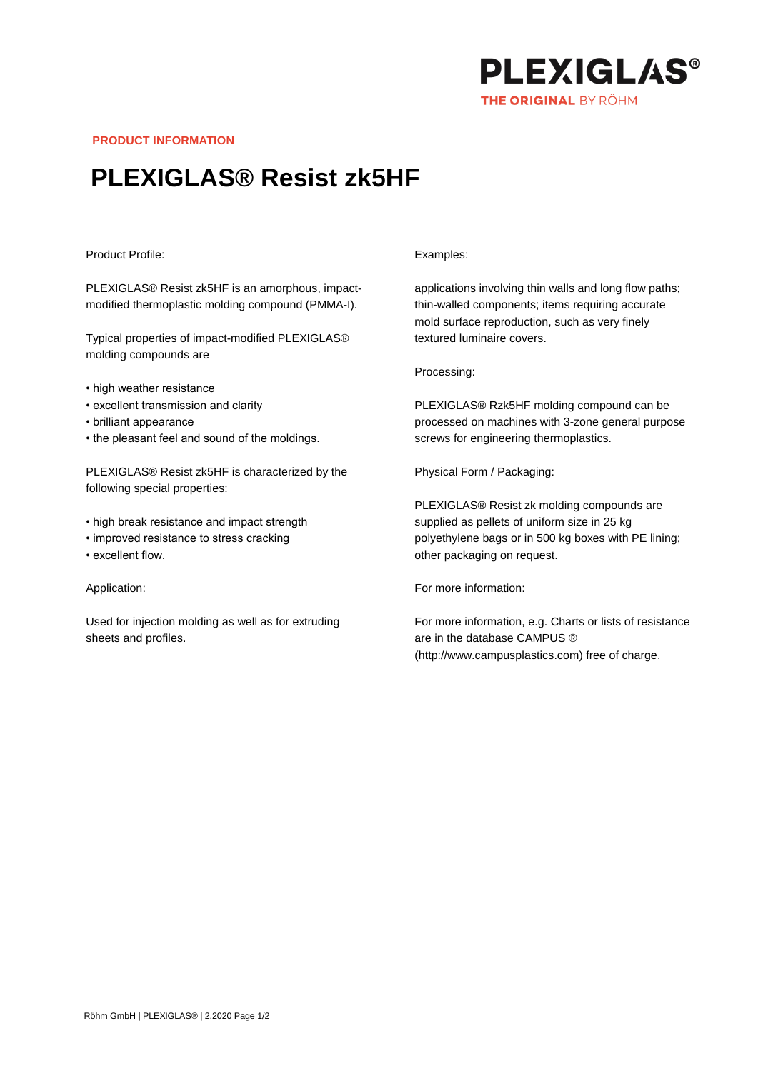PLEXIGLAS®
THE ORIGINAL BY RÖHM

PRODUCT INFORMATION

# PLEXIGLAS® Resist zk5HF

Product Profile:

PLEXIGLAS® Resist zk5HF is an amorphous, impact-modified thermoplastic molding compound (PMMA-I).

Typical properties of impact-modified PLEXIGLAS® molding compounds are

- high weather resistance
- excellent transmission and clarity
- brilliant appearance
- the pleasant feel and sound of the moldings.

PLEXIGLAS® Resist zk5HF is characterized by the following special properties:

- high break resistance and impact strength
- improved resistance to stress cracking
- excellent flow.

Application:

Used for injection molding as well as for extruding sheets and profiles.

Examples:

applications involving thin walls and long flow paths; thin-walled components; items requiring accurate mold surface reproduction, such as very finely textured luminaire covers.

Processing:

PLEXIGLAS® Rzk5HF molding compound can be processed on machines with 3-zone general purpose screws for engineering thermoplastics.

Physical Form / Packaging:

PLEXIGLAS® Resist zk molding compounds are supplied as pellets of uniform size in 25 kg polyethylene bags or in 500 kg boxes with PE lining; other packaging on request.

For more information:

For more information, e.g. Charts or lists of resistance are in the database CAMPUS ® (http://www.campusplastics.com) free of charge.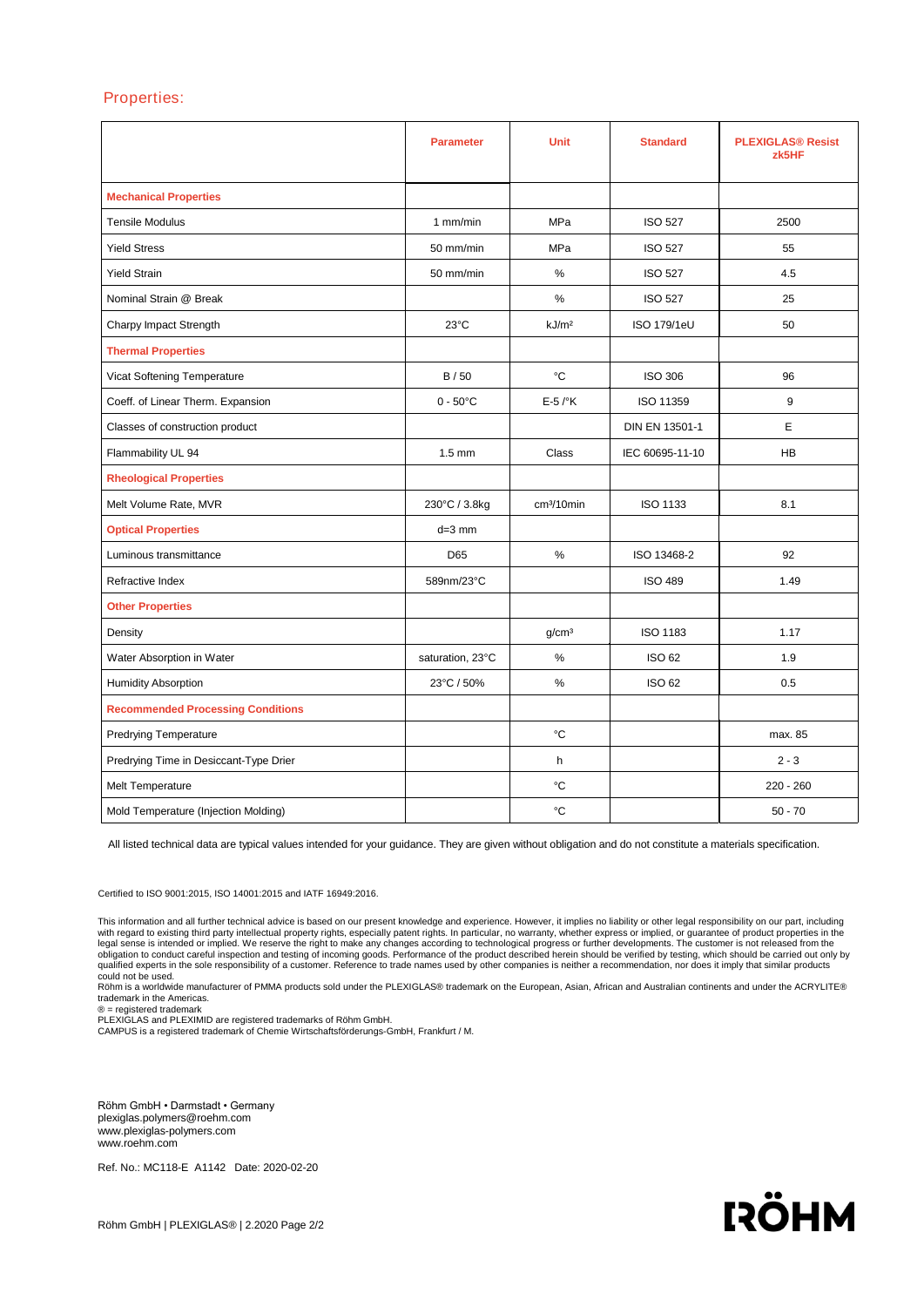## Properties:

| | Parameter | Unit | Standard | PLEXIGLAS® Resist zk5HF |
|---|---|---|---|---|
| **Mechanical Properties** | | | | |
| Tensile Modulus | 1 mm/min | MPa | ISO 527 | 2500 |
| Yield Stress | 50 mm/min | MPa | ISO 527 | 55 |
| Yield Strain | 50 mm/min | % | ISO 527 | 4.5 |
| Nominal Strain @ Break | | % | ISO 527 | 25 |
| Charpy Impact Strength | 23°C | $kJ/m^2$ | ISO 179/1eU | 50 |
| **Thermal Properties** | | | | |
| Vicat Softening Temperature | B / 50 | °C | ISO 306 | 96 |
| Coeff. of Linear Therm. Expansion | 0 - 50°C | E-5 /°K | ISO 11359 | 9 |
| Classes of construction product | | | DIN EN 13501-1 | E |
| Flammability UL 94 | 1.5 mm | Class | IEC 60695-11-10 | HB |
| **Rheological Properties** | | | | |
| Melt Volume Rate, MVR | 230°C / 3.8kg | $cm^3/10min$ | ISO 1133 | 8.1 |
| **Optical Properties** | d=3 mm | | | |
| Luminous transmittance | D65 | % | ISO 13468-2 | 92 |
| Refractive Index | 589nm/23°C | | ISO 489 | 1.49 |
| **Other Properties** | | | | |
| Density | | $g/cm^3$ | ISO 1183 | 1.17 |
| Water Absorption in Water | saturation, 23°C | % | ISO 62 | 1.9 |
| Humidity Absorption | 23°C / 50% | % | ISO 62 | 0.5 |
| **Recommended Processing Conditions** | | | | |
| Predrying Temperature | | °C | | max. 85 |
| Predrying Time in Desiccant-Type Drier | | h | | 2 - 3 |
| Melt Temperature | | °C | | 220 - 260 |
| Mold Temperature (Injection Molding) | | °C | | 50 - 70 |

All listed technical data are typical values intended for your guidance. They are given without obligation and do not constitute a materials specification.

Certified to ISO 9001:2015, ISO 14001:2015 and IATF 16949:2016.

This information and all further technical advice is based on our present knowledge and experience. However, it implies no liability or other legal responsibility on our part, including with regard to existing third party intellectual property rights, especially patent rights. In particular, no warranty, whether express or implied, or guarantee of product properties in the legal sense is intended or implied. We reserve the right to make any changes according to technological progress or further developments. The customer is not released from the obligation to conduct careful inspection and testing of incoming goods. Performance of the product described herein should be verified by testing, which should be carried out only by qualified experts in the sole responsibility of a customer. Reference to trade names used by other companies is neither a recommendation, nor does it imply that similar products could not be used.
Röhm is a worldwide manufacturer of PMMA products sold under the PLEXIGLAS® trademark on the European, Asian, African and Australian continents and under the ACRYLITE® trademark in the Americas.
® = registered trademark
PLEXIGLAS and PLEXIMID are registered trademarks of Röhm GmbH.
CAMPUS is a registered trademark of Chemie Wirtschaftsförderungs-GmbH, Frankfurt / M.

Röhm GmbH • Darmstadt • Germany
plexiglas.polymers@roehm.com
www.plexiglas-polymers.com
www.roehm.com

Ref. No.: MC118-E A1142 Date: 2020-02-20

RÖHM